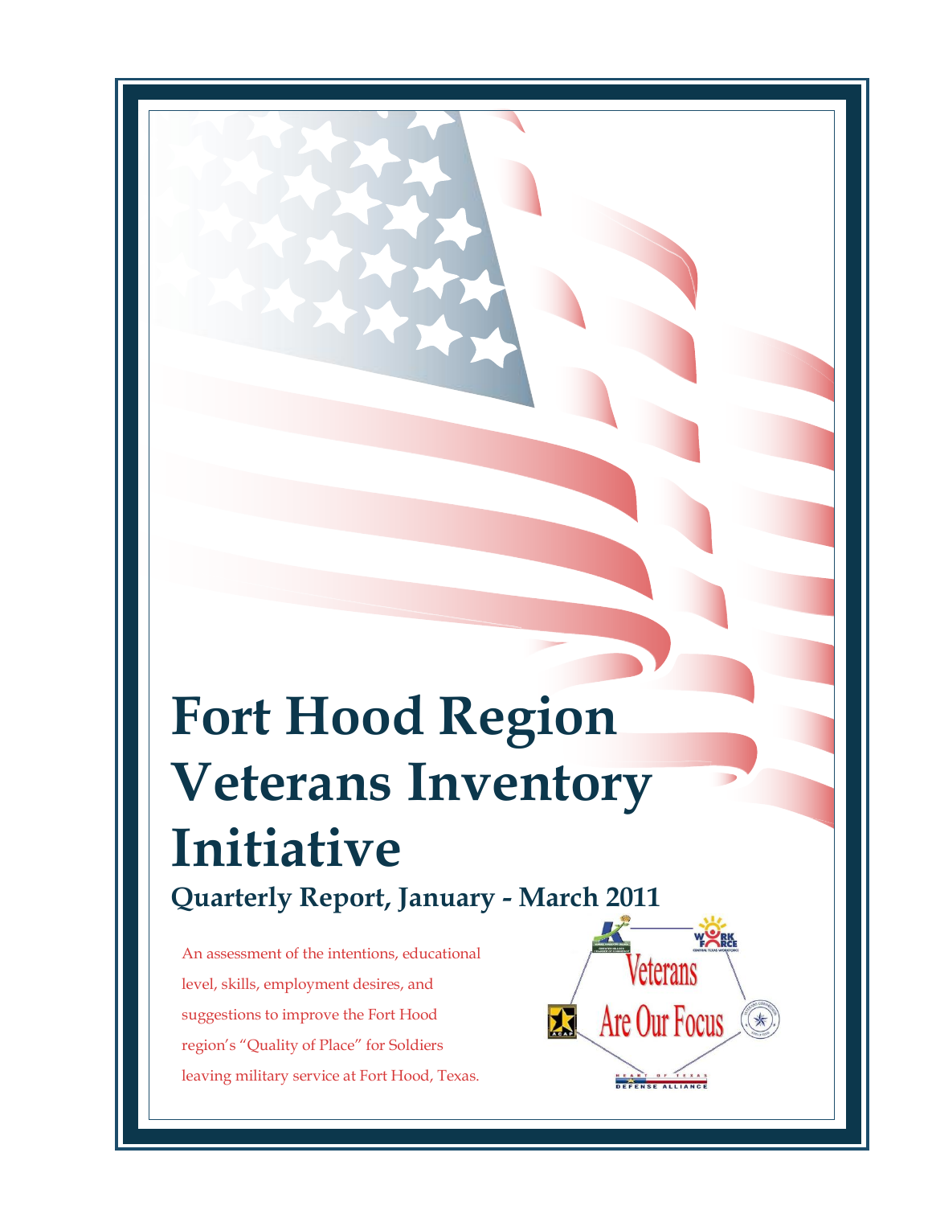# Fort Hood Region Veterans Inventory Initiative

## Quarterly Report, January - March 2011

An assessment of the intentions, educational level, skills, employment desires, and suggestions to improve the Fort Hood region's "Quality of Place" for Soldiers leaving military service at Fort Hood, Texas.

Veterans Are Our Focus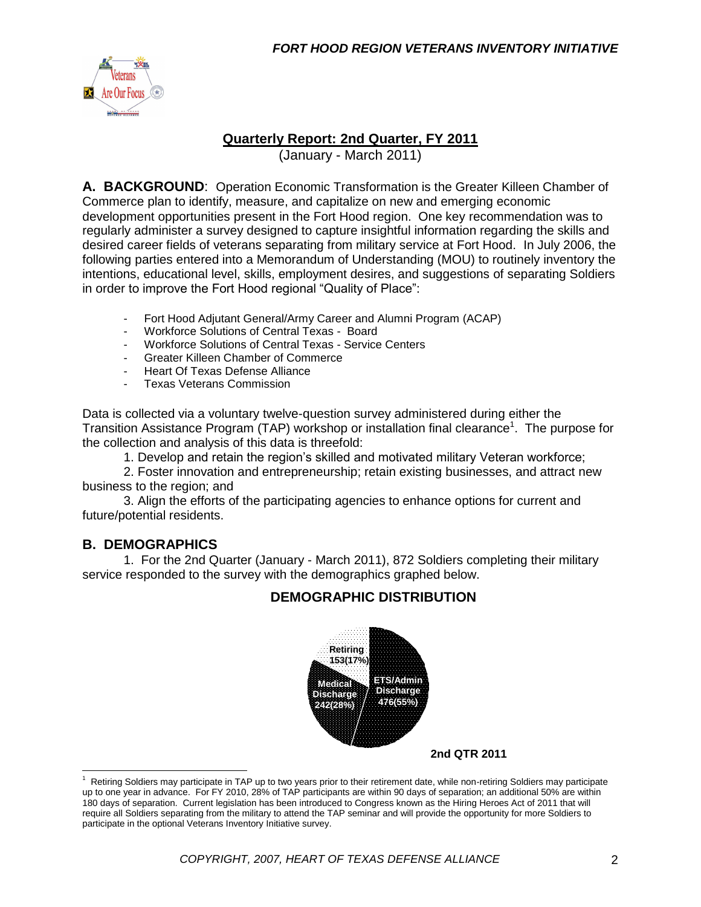## Quarterly Report: 2nd Quarter, FY 2011

(January - March 2011)

**A. BACKGROUND**: Operation Economic Transformation is the Greater Killeen Chamber of Commerce plan to identify, measure, and capitalize on new and emerging economic development opportunities present in the Fort Hood region. One key recommendation was to regularly administer a survey designed to capture insightful information regarding the skills and desired career fields of veterans separating from military service at Fort Hood. In July 2006, the following parties entered into a Memorandum of Understanding (MOU) to routinely inventory the intentions, educational level, skills, employment desires, and suggestions of separating Soldiers in order to improve the Fort Hood regional "Quality of Place":

- Fort Hood Adjutant General/Army Career and Alumni Program (ACAP)
- Workforce Solutions of Central Texas - Board
- Workforce Solutions of Central Texas - Service Centers
- Greater Killeen Chamber of Commerce
- Heart Of Texas Defense Alliance
- Texas Veterans Commission

Data is collected via a voluntary twelve-question survey administered during either the Transition Assistance Program (TAP) workshop or installation final clearance[1]. The purpose for the collection and analysis of this data is threefold:

1. Develop and retain the region's skilled and motivated military Veteran workforce;
2. Foster innovation and entrepreneurship; retain existing businesses, and attract new business to the region; and
3. Align the efforts of the participating agencies to enhance options for current and future/potential residents.

### B. DEMOGRAPHICS

1. For the 2nd Quarter (January - March 2011), 872 Soldiers completing their military service responded to the survey with the demographics graphed below.

**DEMOGRAPHIC DISTRIBUTION**

| Category | Count (%) |
|---|---|
| Retiring | 153 (17%) |
| Medical Discharge | 242 (28%) |
| ETS/Admin Discharge | 476 (55%) |

**2nd QTR 2011**

[1] Retiring Soldiers may participate in TAP up to two years prior to their retirement date, while non-retiring Soldiers may participate up to one year in advance. For FY 2010, 28% of TAP participants are within 90 days of separation; an additional 50% are within 180 days of separation. Current legislation has been introduced to Congress known as the Hiring Heroes Act of 2011 that will require all Soldiers separating from the military to attend the TAP seminar and will provide the opportunity for more Soldiers to participate in the optional Veterans Inventory Initiative survey.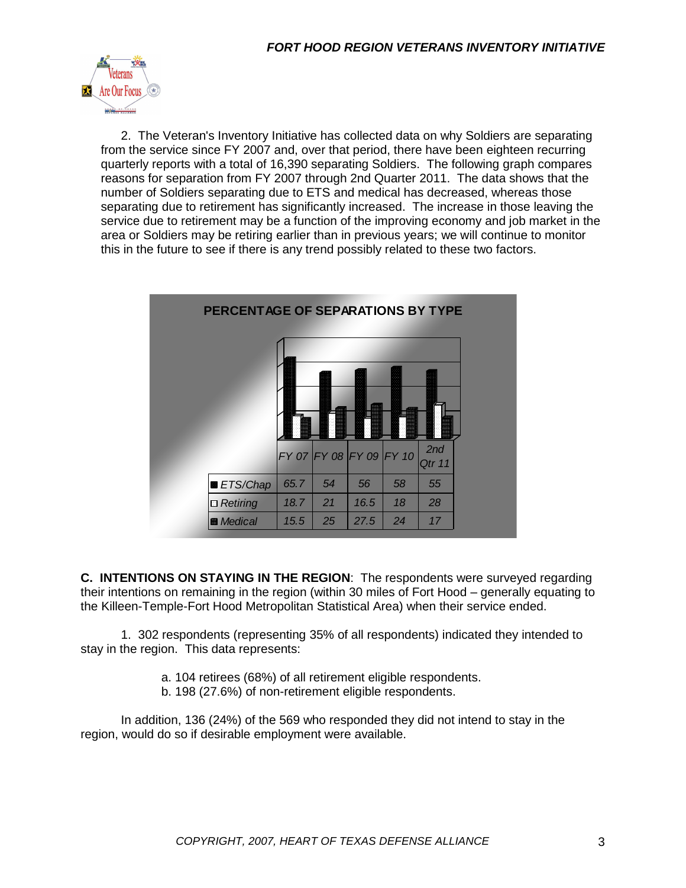2. The Veteran's Inventory Initiative has collected data on why Soldiers are separating from the service since FY 2007 and, over that period, there have been eighteen recurring quarterly reports with a total of 16,390 separating Soldiers. The following graph compares reasons for separation from FY 2007 through 2nd Quarter 2011. The data shows that the number of Soldiers separating due to ETS and medical has decreased, whereas those separating due to retirement has significantly increased. The increase in those leaving the service due to retirement may be a function of the improving economy and job market in the area or Soldiers may be retiring earlier than in previous years; we will continue to monitor this in the future to see if there is any trend possibly related to these two factors.

**PERCENTAGE OF SEPARATIONS BY TYPE**

| | FY 07 | FY 08 | FY 09 | FY 10 | 2nd Qtr 11 |
|---|---|---|---|---|---|
| ETS/Chap | 65.7 | 54 | 56 | 58 | 55 |
| Retiring | 18.7 | 21 | 16.5 | 18 | 28 |
| Medical | 15.5 | 25 | 27.5 | 24 | 17 |

**C. INTENTIONS ON STAYING IN THE REGION**: The respondents were surveyed regarding their intentions on remaining in the region (within 30 miles of Fort Hood – generally equating to the Killeen-Temple-Fort Hood Metropolitan Statistical Area) when their service ended.

1. 302 respondents (representing 35% of all respondents) indicated they intended to stay in the region. This data represents:

a. 104 retirees (68%) of all retirement eligible respondents.
b. 198 (27.6%) of non-retirement eligible respondents.

In addition, 136 (24%) of the 569 who responded they did not intend to stay in the region, would do so if desirable employment were available.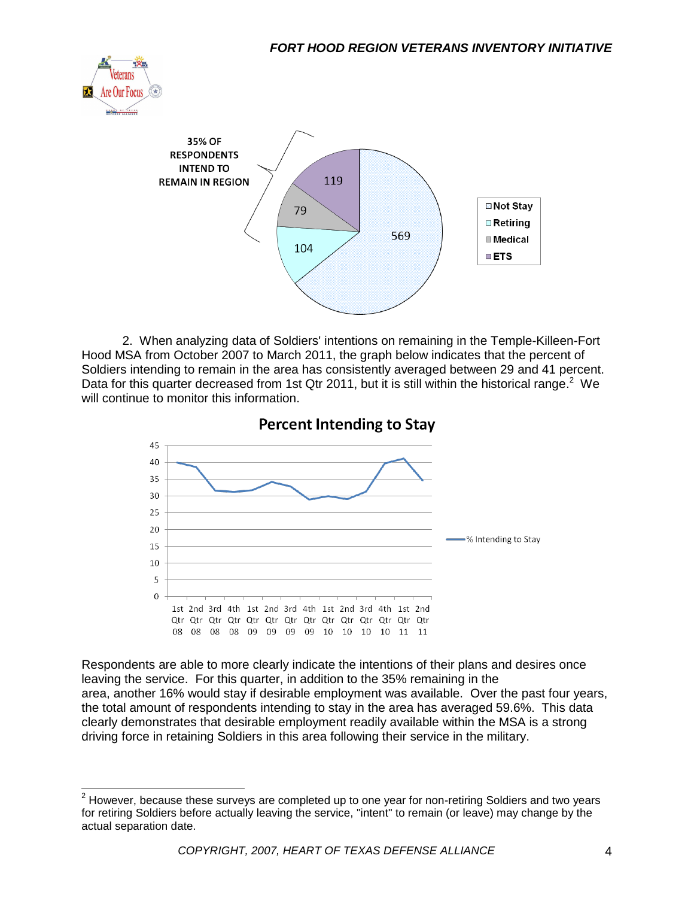35% OF RESPONDENTS INTEND TO REMAIN IN REGION

| Category | Count |
|---|---|
| Not Stay | 569 |
| Retiring | 104 |
| Medical | 79 |
| ETS | 119 |

2. When analyzing data of Soldiers' intentions on remaining in the Temple-Killeen-Fort Hood MSA from October 2007 to March 2011, the graph below indicates that the percent of Soldiers intending to remain in the area has consistently averaged between 29 and 41 percent. Data for this quarter decreased from 1st Qtr 2011, but it is still within the historical range.[2] We will continue to monitor this information.

**Percent Intending to Stay**

(Line chart: % Intending to Stay, by quarter from 1st Qtr 08 to 2nd Qtr 11; y-axis 0–45)

Respondents are able to more clearly indicate the intentions of their plans and desires once leaving the service. For this quarter, in addition to the 35% remaining in the area, another 16% would stay if desirable employment was available. Over the past four years, the total amount of respondents intending to stay in the area has averaged 59.6%. This data clearly demonstrates that desirable employment readily available within the MSA is a strong driving force in retaining Soldiers in this area following their service in the military.

---

[2] However, because these surveys are completed up to one year for non-retiring Soldiers and two years for retiring Soldiers before actually leaving the service, "intent" to remain (or leave) may change by the actual separation date.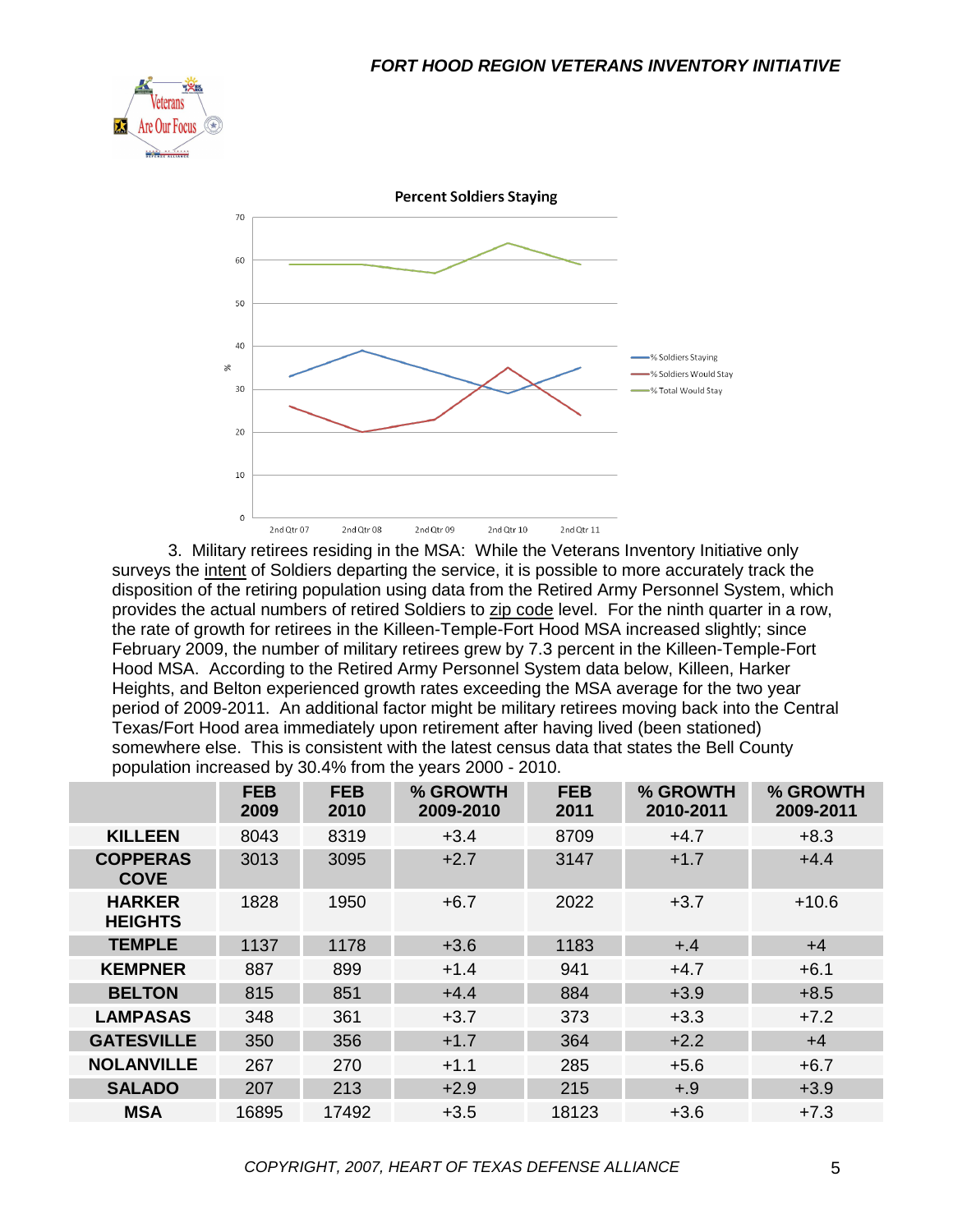Percent Soldiers Staying

3. Military retirees residing in the MSA: While the Veterans Inventory Initiative only surveys the intent of Soldiers departing the service, it is possible to more accurately track the disposition of the retiring population using data from the Retired Army Personnel System, which provides the actual numbers of retired Soldiers to zip code level. For the ninth quarter in a row, the rate of growth for retirees in the Killeen-Temple-Fort Hood MSA increased slightly; since February 2009, the number of military retirees grew by 7.3 percent in the Killeen-Temple-Fort Hood MSA. According to the Retired Army Personnel System data below, Killeen, Harker Heights, and Belton experienced growth rates exceeding the MSA average for the two year period of 2009-2011. An additional factor might be military retirees moving back into the Central Texas/Fort Hood area immediately upon retirement after having lived (been stationed) somewhere else. This is consistent with the latest census data that states the Bell County population increased by 30.4% from the years 2000 - 2010.

| | FEB 2009 | FEB 2010 | % GROWTH 2009-2010 | FEB 2011 | % GROWTH 2010-2011 | % GROWTH 2009-2011 |
|---|---|---|---|---|---|---|
| KILLEEN | 8043 | 8319 | +3.4 | 8709 | +4.7 | +8.3 |
| COPPERAS COVE | 3013 | 3095 | +2.7 | 3147 | +1.7 | +4.4 |
| HARKER HEIGHTS | 1828 | 1950 | +6.7 | 2022 | +3.7 | +10.6 |
| TEMPLE | 1137 | 1178 | +3.6 | 1183 | +.4 | +4 |
| KEMPNER | 887 | 899 | +1.4 | 941 | +4.7 | +6.1 |
| BELTON | 815 | 851 | +4.4 | 884 | +3.9 | +8.5 |
| LAMPASAS | 348 | 361 | +3.7 | 373 | +3.3 | +7.2 |
| GATESVILLE | 350 | 356 | +1.7 | 364 | +2.2 | +4 |
| NOLANVILLE | 267 | 270 | +1.1 | 285 | +5.6 | +6.7 |
| SALADO | 207 | 213 | +2.9 | 215 | +.9 | +3.9 |
| MSA | 16895 | 17492 | +3.5 | 18123 | +3.6 | +7.3 |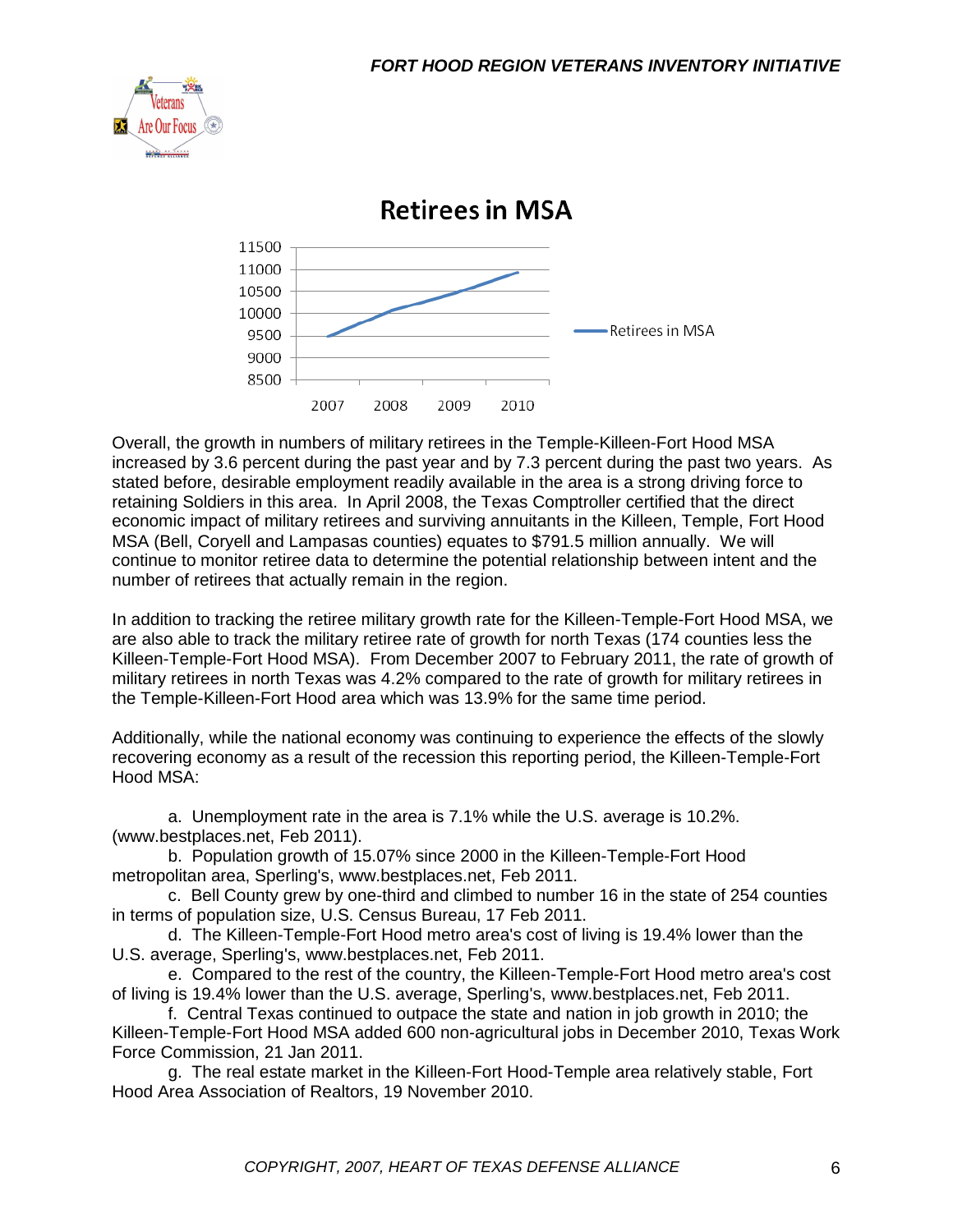## Retirees in MSA

Overall, the growth in numbers of military retirees in the Temple-Killeen-Fort Hood MSA increased by 3.6 percent during the past year and by 7.3 percent during the past two years. As stated before, desirable employment readily available in the area is a strong driving force to retaining Soldiers in this area. In April 2008, the Texas Comptroller certified that the direct economic impact of military retirees and surviving annuitants in the Killeen, Temple, Fort Hood MSA (Bell, Coryell and Lampasas counties) equates to $791.5 million annually. We will continue to monitor retiree data to determine the potential relationship between intent and the number of retirees that actually remain in the region.

In addition to tracking the retiree military growth rate for the Killeen-Temple-Fort Hood MSA, we are also able to track the military retiree rate of growth for north Texas (174 counties less the Killeen-Temple-Fort Hood MSA). From December 2007 to February 2011, the rate of growth of military retirees in north Texas was 4.2% compared to the rate of growth for military retirees in the Temple-Killeen-Fort Hood area which was 13.9% for the same time period.

Additionally, while the national economy was continuing to experience the effects of the slowly recovering economy as a result of the recession this reporting period, the Killeen-Temple-Fort Hood MSA:

a. Unemployment rate in the area is 7.1% while the U.S. average is 10.2%. (www.bestplaces.net, Feb 2011).

b. Population growth of 15.07% since 2000 in the Killeen-Temple-Fort Hood metropolitan area, Sperling's, www.bestplaces.net, Feb 2011.

c. Bell County grew by one-third and climbed to number 16 in the state of 254 counties in terms of population size, U.S. Census Bureau, 17 Feb 2011.

d. The Killeen-Temple-Fort Hood metro area's cost of living is 19.4% lower than the U.S. average, Sperling's, www.bestplaces.net, Feb 2011.

e. Compared to the rest of the country, the Killeen-Temple-Fort Hood metro area's cost of living is 19.4% lower than the U.S. average, Sperling's, www.bestplaces.net, Feb 2011.

f. Central Texas continued to outpace the state and nation in job growth in 2010; the Killeen-Temple-Fort Hood MSA added 600 non-agricultural jobs in December 2010, Texas Work Force Commission, 21 Jan 2011.

g. The real estate market in the Killeen-Fort Hood-Temple area relatively stable, Fort Hood Area Association of Realtors, 19 November 2010.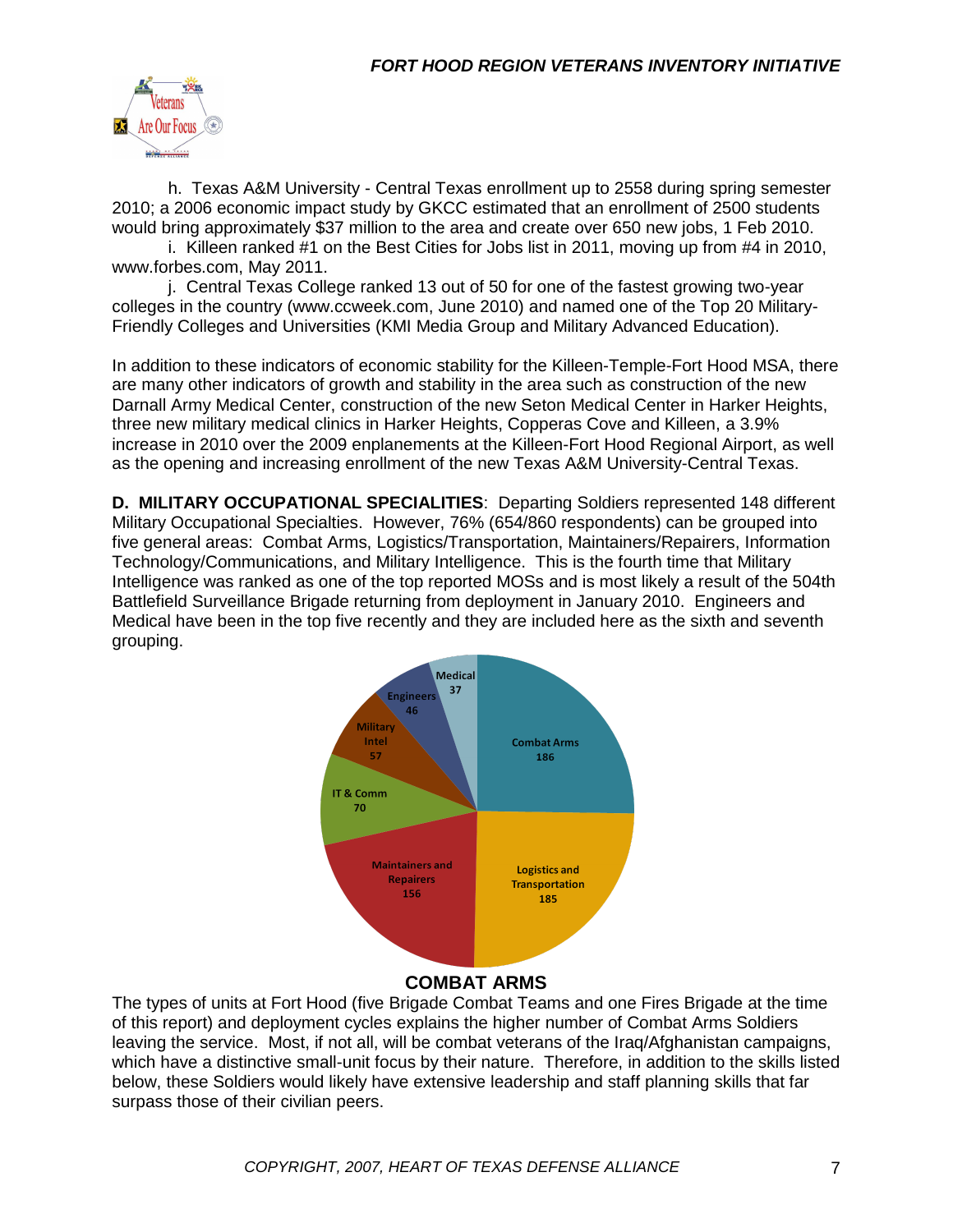h. Texas A&M University - Central Texas enrollment up to 2558 during spring semester 2010; a 2006 economic impact study by GKCC estimated that an enrollment of 2500 students would bring approximately $37 million to the area and create over 650 new jobs, 1 Feb 2010.

i. Killeen ranked #1 on the Best Cities for Jobs list in 2011, moving up from #4 in 2010, www.forbes.com, May 2011.

j. Central Texas College ranked 13 out of 50 for one of the fastest growing two-year colleges in the country (www.ccweek.com, June 2010) and named one of the Top 20 Military-Friendly Colleges and Universities (KMI Media Group and Military Advanced Education).

In addition to these indicators of economic stability for the Killeen-Temple-Fort Hood MSA, there are many other indicators of growth and stability in the area such as construction of the new Darnall Army Medical Center, construction of the new Seton Medical Center in Harker Heights, three new military medical clinics in Harker Heights, Copperas Cove and Killeen, a 3.9% increase in 2010 over the 2009 enplanements at the Killeen-Fort Hood Regional Airport, as well as the opening and increasing enrollment of the new Texas A&M University-Central Texas.

**D. MILITARY OCCUPATIONAL SPECIALITIES**: Departing Soldiers represented 148 different Military Occupational Specialties. However, 76% (654/860 respondents) can be grouped into five general areas: Combat Arms, Logistics/Transportation, Maintainers/Repairers, Information Technology/Communications, and Military Intelligence. This is the fourth time that Military Intelligence was ranked as one of the top reported MOSs and is most likely a result of the 504th Battlefield Surveillance Brigade returning from deployment in January 2010. Engineers and Medical have been in the top five recently and they are included here as the sixth and seventh grouping.

| Category | Count |
|---|---|
| Combat Arms | 186 |
| Logistics and Transportation | 185 |
| Maintainers and Repairers | 156 |
| IT & Comm | 70 |
| Military Intel | 57 |
| Engineers | 46 |
| Medical | 37 |

## COMBAT ARMS

The types of units at Fort Hood (five Brigade Combat Teams and one Fires Brigade at the time of this report) and deployment cycles explains the higher number of Combat Arms Soldiers leaving the service. Most, if not all, will be combat veterans of the Iraq/Afghanistan campaigns, which have a distinctive small-unit focus by their nature. Therefore, in addition to the skills listed below, these Soldiers would likely have extensive leadership and staff planning skills that far surpass those of their civilian peers.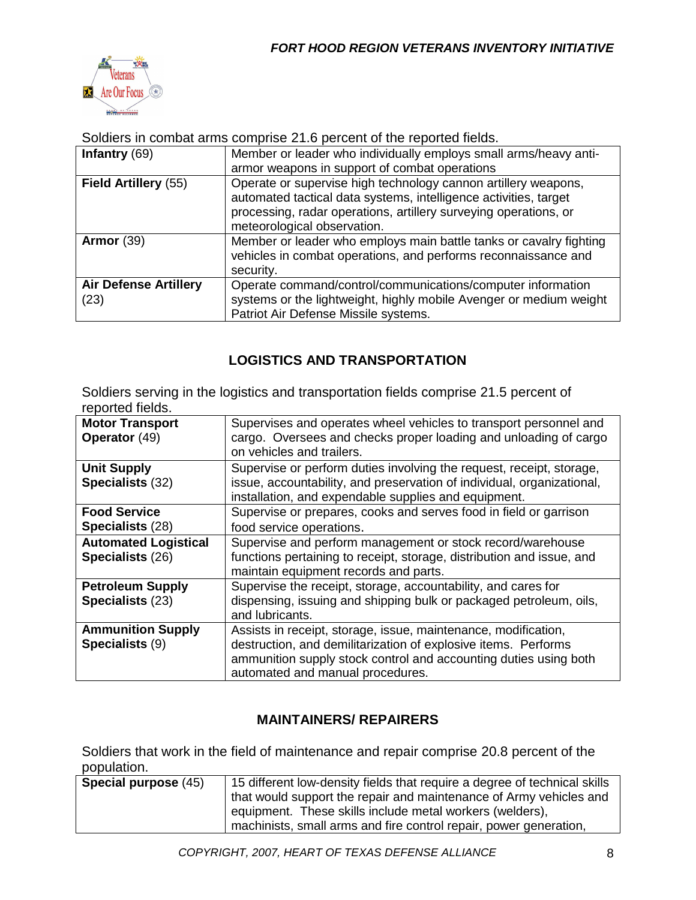Soldiers in combat arms comprise 21.6 percent of the reported fields.

| | |
|---|---|
| **Infantry** (69) | Member or leader who individually employs small arms/heavy anti-armor weapons in support of combat operations |
| **Field Artillery** (55) | Operate or supervise high technology cannon artillery weapons, automated tactical data systems, intelligence activities, target processing, radar operations, artillery surveying operations, or meteorological observation. |
| **Armor** (39) | Member or leader who employs main battle tanks or cavalry fighting vehicles in combat operations, and performs reconnaissance and security. |
| **Air Defense Artillery** (23) | Operate command/control/communications/computer information systems or the lightweight, highly mobile Avenger or medium weight Patriot Air Defense Missile systems. |

## LOGISTICS AND TRANSPORTATION

Soldiers serving in the logistics and transportation fields comprise 21.5 percent of reported fields.

| | |
|---|---|
| **Motor Transport Operator** (49) | Supervises and operates wheel vehicles to transport personnel and cargo. Oversees and checks proper loading and unloading of cargo on vehicles and trailers. |
| **Unit Supply Specialists** (32) | Supervise or perform duties involving the request, receipt, storage, issue, accountability, and preservation of individual, organizational, installation, and expendable supplies and equipment. |
| **Food Service Specialists** (28) | Supervise or prepares, cooks and serves food in field or garrison food service operations. |
| **Automated Logistical Specialists** (26) | Supervise and perform management or stock record/warehouse functions pertaining to receipt, storage, distribution and issue, and maintain equipment records and parts. |
| **Petroleum Supply Specialists** (23) | Supervise the receipt, storage, accountability, and cares for dispensing, issuing and shipping bulk or packaged petroleum, oils, and lubricants. |
| **Ammunition Supply Specialists** (9) | Assists in receipt, storage, issue, maintenance, modification, destruction, and demilitarization of explosive items. Performs ammunition supply stock control and accounting duties using both automated and manual procedures. |

## MAINTAINERS/ REPAIRERS

Soldiers that work in the field of maintenance and repair comprise 20.8 percent of the population.

| | |
|---|---|
| **Special purpose** (45) | 15 different low-density fields that require a degree of technical skills that would support the repair and maintenance of Army vehicles and equipment. These skills include metal workers (welders), machinists, small arms and fire control repair, power generation, |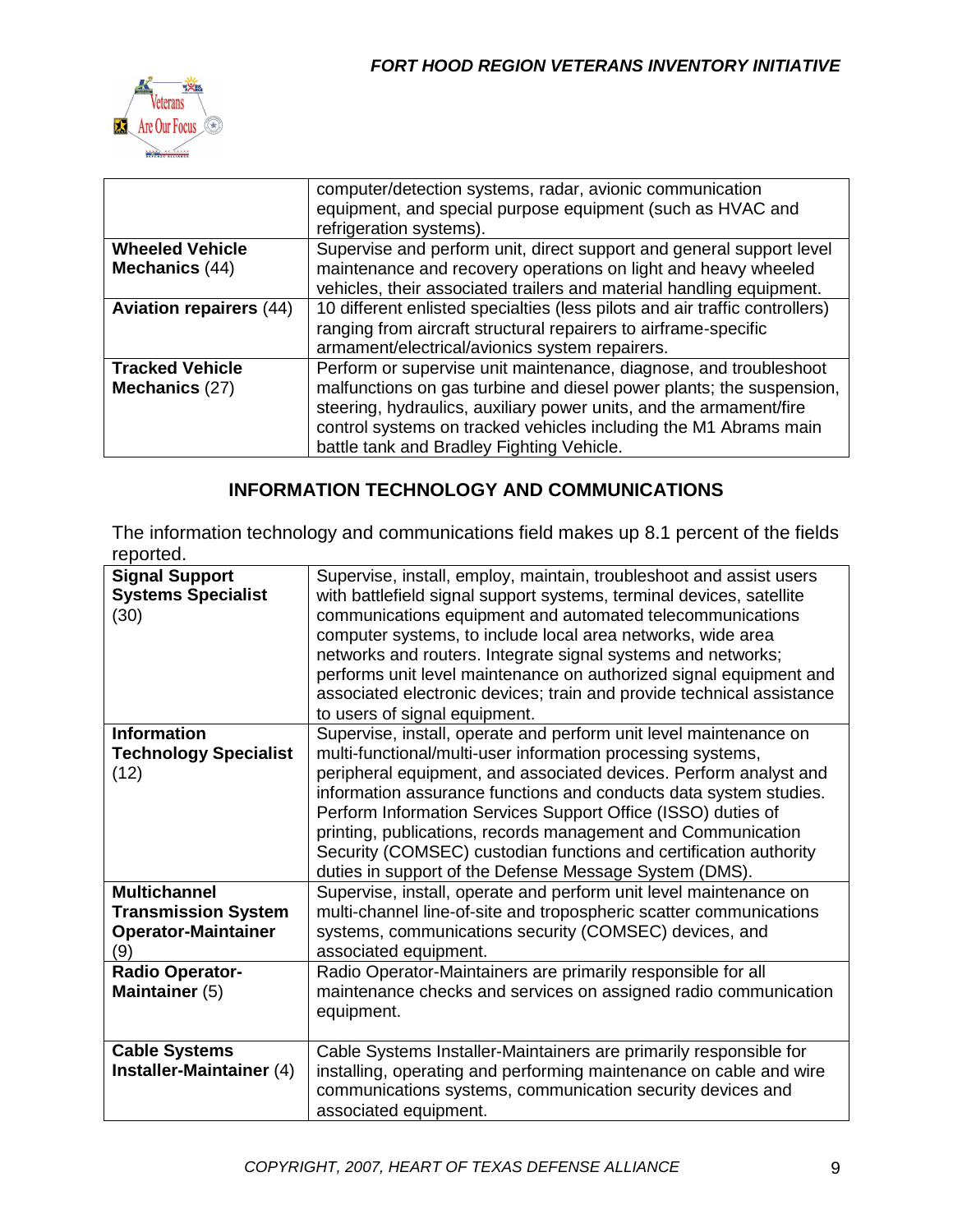| | |
|---|---|
| | computer/detection systems, radar, avionic communication equipment, and special purpose equipment (such as HVAC and refrigeration systems). |
| **Wheeled Vehicle Mechanics** (44) | Supervise and perform unit, direct support and general support level maintenance and recovery operations on light and heavy wheeled vehicles, their associated trailers and material handling equipment. |
| **Aviation repairers** (44) | 10 different enlisted specialties (less pilots and air traffic controllers) ranging from aircraft structural repairers to airframe-specific armament/electrical/avionics system repairers. |
| **Tracked Vehicle Mechanics** (27) | Perform or supervise unit maintenance, diagnose, and troubleshoot malfunctions on gas turbine and diesel power plants; the suspension, steering, hydraulics, auxiliary power units, and the armament/fire control systems on tracked vehicles including the M1 Abrams main battle tank and Bradley Fighting Vehicle. |

## INFORMATION TECHNOLOGY AND COMMUNICATIONS

The information technology and communications field makes up 8.1 percent of the fields reported.

| | |
|---|---|
| **Signal Support Systems Specialist** (30) | Supervise, install, employ, maintain, troubleshoot and assist users with battlefield signal support systems, terminal devices, satellite communications equipment and automated telecommunications computer systems, to include local area networks, wide area networks and routers. Integrate signal systems and networks; performs unit level maintenance on authorized signal equipment and associated electronic devices; train and provide technical assistance to users of signal equipment. |
| **Information Technology Specialist** (12) | Supervise, install, operate and perform unit level maintenance on multi-functional/multi-user information processing systems, peripheral equipment, and associated devices. Perform analyst and information assurance functions and conducts data system studies. Perform Information Services Support Office (ISSO) duties of printing, publications, records management and Communication Security (COMSEC) custodian functions and certification authority duties in support of the Defense Message System (DMS). |
| **Multichannel Transmission System Operator-Maintainer** (9) | Supervise, install, operate and perform unit level maintenance on multi-channel line-of-site and tropospheric scatter communications systems, communications security (COMSEC) devices, and associated equipment. |
| **Radio Operator-Maintainer** (5) | Radio Operator-Maintainers are primarily responsible for all maintenance checks and services on assigned radio communication equipment. |
| **Cable Systems Installer-Maintainer** (4) | Cable Systems Installer-Maintainers are primarily responsible for installing, operating and performing maintenance on cable and wire communications systems, communication security devices and associated equipment. |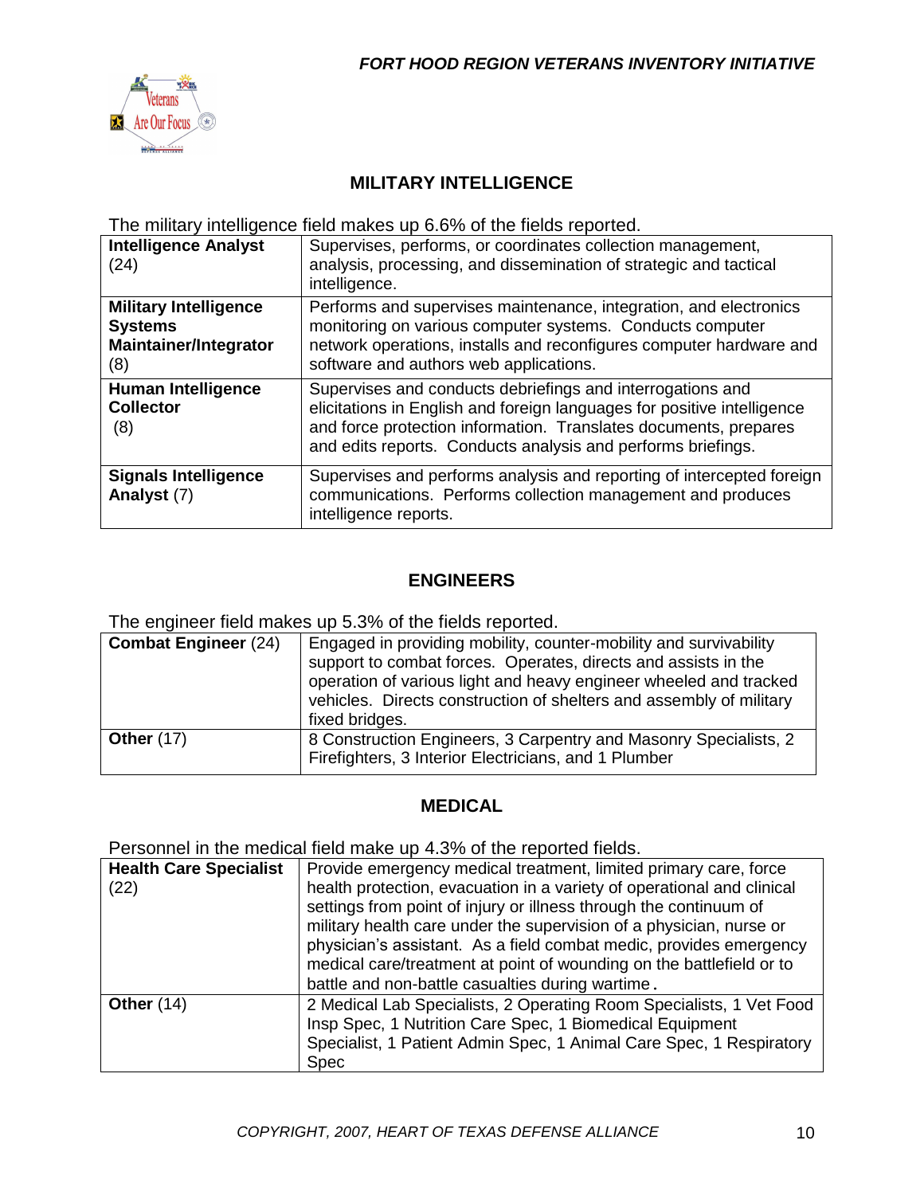## MILITARY INTELLIGENCE

The military intelligence field makes up 6.6% of the fields reported.

| | |
|---|---|
| **Intelligence Analyst** (24) | Supervises, performs, or coordinates collection management, analysis, processing, and dissemination of strategic and tactical intelligence. |
| **Military Intelligence Systems Maintainer/Integrator** (8) | Performs and supervises maintenance, integration, and electronics monitoring on various computer systems. Conducts computer network operations, installs and reconfigures computer hardware and software and authors web applications. |
| **Human Intelligence Collector** (8) | Supervises and conducts debriefings and interrogations and elicitations in English and foreign languages for positive intelligence and force protection information. Translates documents, prepares and edits reports. Conducts analysis and performs briefings. |
| **Signals Intelligence Analyst** (7) | Supervises and performs analysis and reporting of intercepted foreign communications. Performs collection management and produces intelligence reports. |

## ENGINEERS

The engineer field makes up 5.3% of the fields reported.

| | |
|---|---|
| **Combat Engineer** (24) | Engaged in providing mobility, counter-mobility and survivability support to combat forces. Operates, directs and assists in the operation of various light and heavy engineer wheeled and tracked vehicles. Directs construction of shelters and assembly of military fixed bridges. |
| **Other** (17) | 8 Construction Engineers, 3 Carpentry and Masonry Specialists, 2 Firefighters, 3 Interior Electricians, and 1 Plumber |

## MEDICAL

Personnel in the medical field make up 4.3% of the reported fields.

| | |
|---|---|
| **Health Care Specialist** (22) | Provide emergency medical treatment, limited primary care, force health protection, evacuation in a variety of operational and clinical settings from point of injury or illness through the continuum of military health care under the supervision of a physician, nurse or physician's assistant. As a field combat medic, provides emergency medical care/treatment at point of wounding on the battlefield or to battle and non-battle casualties during wartime. |
| **Other** (14) | 2 Medical Lab Specialists, 2 Operating Room Specialists, 1 Vet Food Insp Spec, 1 Nutrition Care Spec, 1 Biomedical Equipment Specialist, 1 Patient Admin Spec, 1 Animal Care Spec, 1 Respiratory Spec |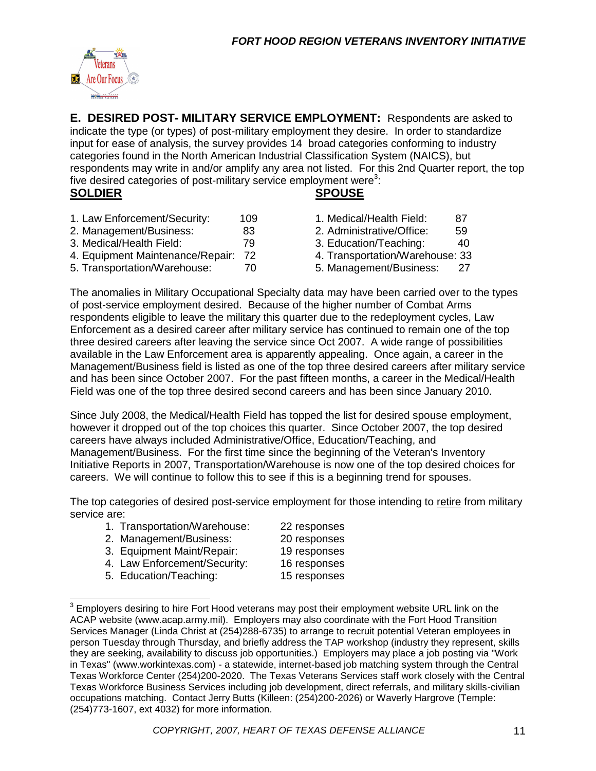**E. DESIRED POST- MILITARY SERVICE EMPLOYMENT:** Respondents are asked to indicate the type (or types) of post-military employment they desire. In order to standardize input for ease of analysis, the survey provides 14 broad categories conforming to industry categories found in the North American Industrial Classification System (NAICS), but respondents may write in and/or amplify any area not listed. For this 2nd Quarter report, the top five desired categories of post-military service employment were[3]:

| **SOLDIER** | | **SPOUSE** | |
|---|---|---|---|
| 1. Law Enforcement/Security: | 109 | 1. Medical/Health Field: | 87 |
| 2. Management/Business: | 83 | 2. Administrative/Office: | 59 |
| 3. Medical/Health Field: | 79 | 3. Education/Teaching: | 40 |
| 4. Equipment Maintenance/Repair: | 72 | 4. Transportation/Warehouse: | 33 |
| 5. Transportation/Warehouse: | 70 | 5. Management/Business: | 27 |

The anomalies in Military Occupational Specialty data may have been carried over to the types of post-service employment desired. Because of the higher number of Combat Arms respondents eligible to leave the military this quarter due to the redeployment cycles, Law Enforcement as a desired career after military service has continued to remain one of the top three desired careers after leaving the service since Oct 2007. A wide range of possibilities available in the Law Enforcement area is apparently appealing. Once again, a career in the Management/Business field is listed as one of the top three desired careers after military service and has been since October 2007. For the past fifteen months, a career in the Medical/Health Field was one of the top three desired second careers and has been since January 2010.

Since July 2008, the Medical/Health Field has topped the list for desired spouse employment, however it dropped out of the top choices this quarter. Since October 2007, the top desired careers have always included Administrative/Office, Education/Teaching, and Management/Business. For the first time since the beginning of the Veteran's Inventory Initiative Reports in 2007, Transportation/Warehouse is now one of the top desired choices for careers. We will continue to follow this to see if this is a beginning trend for spouses.

The top categories of desired post-service employment for those intending to retire from military service are:

1. Transportation/Warehouse: 22 responses
2. Management/Business: 20 responses
3. Equipment Maint/Repair: 19 responses
4. Law Enforcement/Security: 16 responses
5. Education/Teaching: 15 responses

[3] Employers desiring to hire Fort Hood veterans may post their employment website URL link on the ACAP website (www.acap.army.mil). Employers may also coordinate with the Fort Hood Transition Services Manager (Linda Christ at (254)288-6735) to arrange to recruit potential Veteran employees in person Tuesday through Thursday, and briefly address the TAP workshop (industry they represent, skills they are seeking, availability to discuss job opportunities.) Employers may place a job posting via "Work in Texas" (www.workintexas.com) - a statewide, internet-based job matching system through the Central Texas Workforce Center (254)200-2020. The Texas Veterans Services staff work closely with the Central Texas Workforce Business Services including job development, direct referrals, and military skills-civilian occupations matching. Contact Jerry Butts (Killeen: (254)200-2026) or Waverly Hargrove (Temple: (254)773-1607, ext 4032) for more information.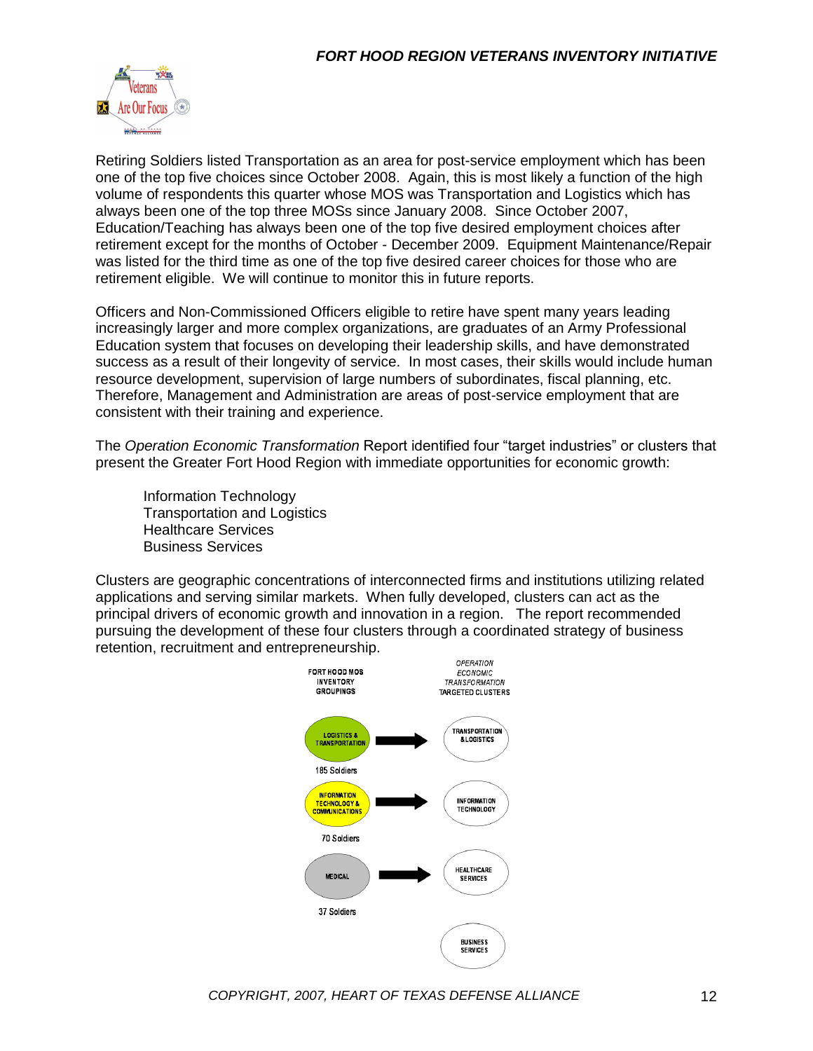Retiring Soldiers listed Transportation as an area for post-service employment which has been one of the top five choices since October 2008. Again, this is most likely a function of the high volume of respondents this quarter whose MOS was Transportation and Logistics which has always been one of the top three MOSs since January 2008. Since October 2007, Education/Teaching has always been one of the top five desired employment choices after retirement except for the months of October - December 2009. Equipment Maintenance/Repair was listed for the third time as one of the top five desired career choices for those who are retirement eligible. We will continue to monitor this in future reports.

Officers and Non-Commissioned Officers eligible to retire have spent many years leading increasingly larger and more complex organizations, are graduates of an Army Professional Education system that focuses on developing their leadership skills, and have demonstrated success as a result of their longevity of service. In most cases, their skills would include human resource development, supervision of large numbers of subordinates, fiscal planning, etc. Therefore, Management and Administration are areas of post-service employment that are consistent with their training and experience.

The *Operation Economic Transformation* Report identified four "target industries" or clusters that present the Greater Fort Hood Region with immediate opportunities for economic growth:

- Information Technology
- Transportation and Logistics
- Healthcare Services
- Business Services

Clusters are geographic concentrations of interconnected firms and institutions utilizing related applications and serving similar markets. When fully developed, clusters can act as the principal drivers of economic growth and innovation in a region. The report recommended pursuing the development of these four clusters through a coordinated strategy of business retention, recruitment and entrepreneurship.

| FORT HOOD MOS INVENTORY GROUPINGS | | *OPERATION ECONOMIC TRANSFORMATION* TARGETED CLUSTERS |
|---|---|---|
| LOGISTICS & TRANSPORTATION (185 Soldiers) | → | TRANSPORTATION & LOGISTICS |
| INFORMATION TECHNOLOGY & COMMUNICATIONS (70 Soldiers) | → | INFORMATION TECHNOLOGY |
| MEDICAL (37 Soldiers) | → | HEALTHCARE SERVICES |
| | | BUSINESS SERVICES |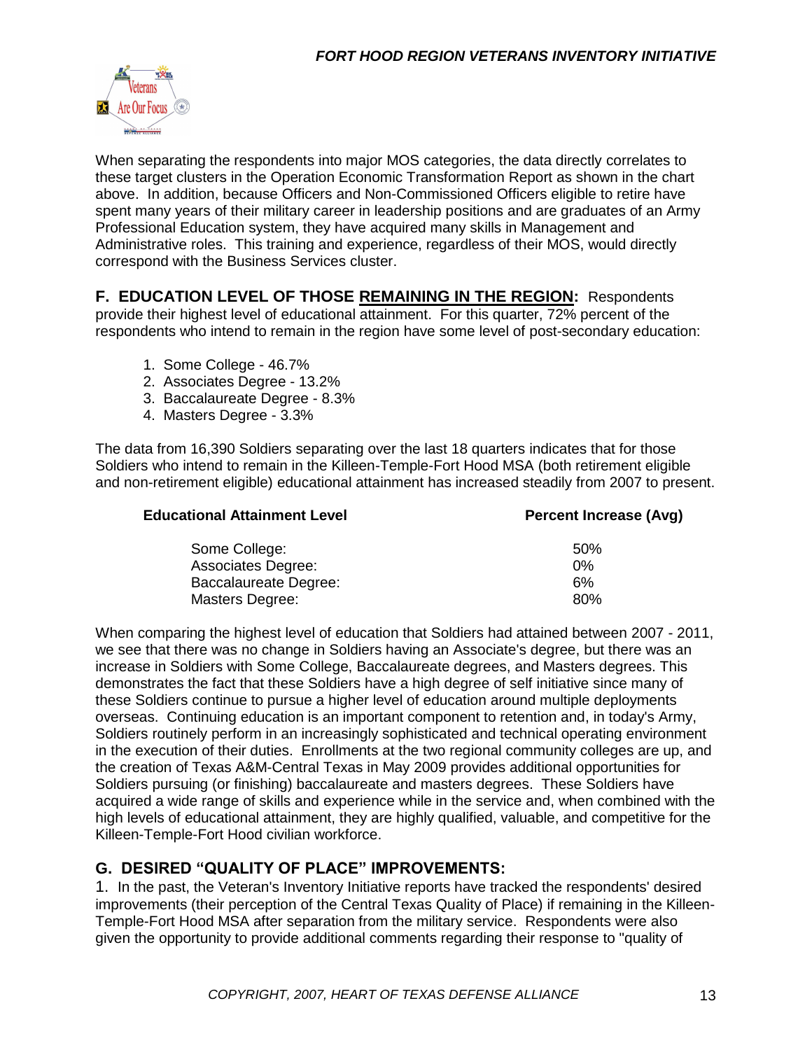When separating the respondents into major MOS categories, the data directly correlates to these target clusters in the Operation Economic Transformation Report as shown in the chart above. In addition, because Officers and Non-Commissioned Officers eligible to retire have spent many years of their military career in leadership positions and are graduates of an Army Professional Education system, they have acquired many skills in Management and Administrative roles. This training and experience, regardless of their MOS, would directly correspond with the Business Services cluster.

**F. EDUCATION LEVEL OF THOSE REMAINING IN THE REGION:** Respondents provide their highest level of educational attainment. For this quarter, 72% percent of the respondents who intend to remain in the region have some level of post-secondary education:

1. Some College - 46.7%
2. Associates Degree - 13.2%
3. Baccalaureate Degree - 8.3%
4. Masters Degree - 3.3%

The data from 16,390 Soldiers separating over the last 18 quarters indicates that for those Soldiers who intend to remain in the Killeen-Temple-Fort Hood MSA (both retirement eligible and non-retirement eligible) educational attainment has increased steadily from 2007 to present.

| Educational Attainment Level | Percent Increase (Avg) |
|---|---|
| Some College: | 50% |
| Associates Degree: | 0% |
| Baccalaureate Degree: | 6% |
| Masters Degree: | 80% |

When comparing the highest level of education that Soldiers had attained between 2007 - 2011, we see that there was no change in Soldiers having an Associate's degree, but there was an increase in Soldiers with Some College, Baccalaureate degrees, and Masters degrees. This demonstrates the fact that these Soldiers have a high degree of self initiative since many of these Soldiers continue to pursue a higher level of education around multiple deployments overseas. Continuing education is an important component to retention and, in today's Army, Soldiers routinely perform in an increasingly sophisticated and technical operating environment in the execution of their duties. Enrollments at the two regional community colleges are up, and the creation of Texas A&M-Central Texas in May 2009 provides additional opportunities for Soldiers pursuing (or finishing) baccalaureate and masters degrees. These Soldiers have acquired a wide range of skills and experience while in the service and, when combined with the high levels of educational attainment, they are highly qualified, valuable, and competitive for the Killeen-Temple-Fort Hood civilian workforce.

## G. DESIRED "QUALITY OF PLACE" IMPROVEMENTS:

1. In the past, the Veteran's Inventory Initiative reports have tracked the respondents' desired improvements (their perception of the Central Texas Quality of Place) if remaining in the Killeen-Temple-Fort Hood MSA after separation from the military service. Respondents were also given the opportunity to provide additional comments regarding their response to "quality of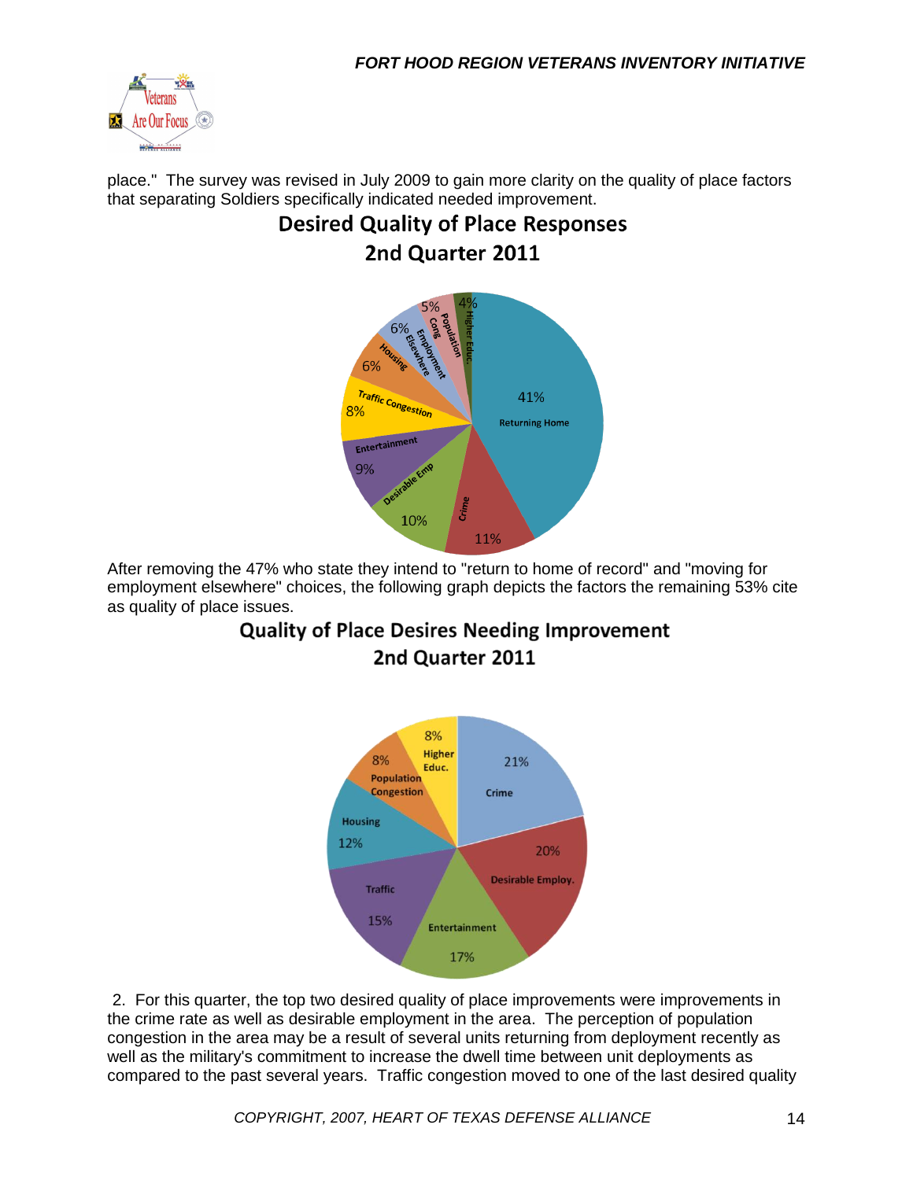place." The survey was revised in July 2009 to gain more clarity on the quality of place factors that separating Soldiers specifically indicated needed improvement.

**Desired Quality of Place Responses**
**2nd Quarter 2011**

| Response | Percentage |
|---|---|
| Returning Home | 41% |
| Crime | 11% |
| Desirable Emp | 10% |
| Entertainment | 9% |
| Traffic Congestion | 8% |
| Housing | 6% |
| Employment Elsewhere | 6% |
| Population Cong | 5% |
| Higher Educ. | 4% |

After removing the 47% who state they intend to "return to home of record" and "moving for employment elsewhere" choices, the following graph depicts the factors the remaining 53% cite as quality of place issues.

**Quality of Place Desires Needing Improvement**
**2nd Quarter 2011**

| Response | Percentage |
|---|---|
| Crime | 21% |
| Desirable Employ. | 20% |
| Entertainment | 17% |
| Traffic | 15% |
| Housing | 12% |
| Population Congestion | 8% |
| Higher Educ. | 8% |

2. For this quarter, the top two desired quality of place improvements were improvements in the crime rate as well as desirable employment in the area. The perception of population congestion in the area may be a result of several units returning from deployment recently as well as the military's commitment to increase the dwell time between unit deployments as compared to the past several years. Traffic congestion moved to one of the last desired quality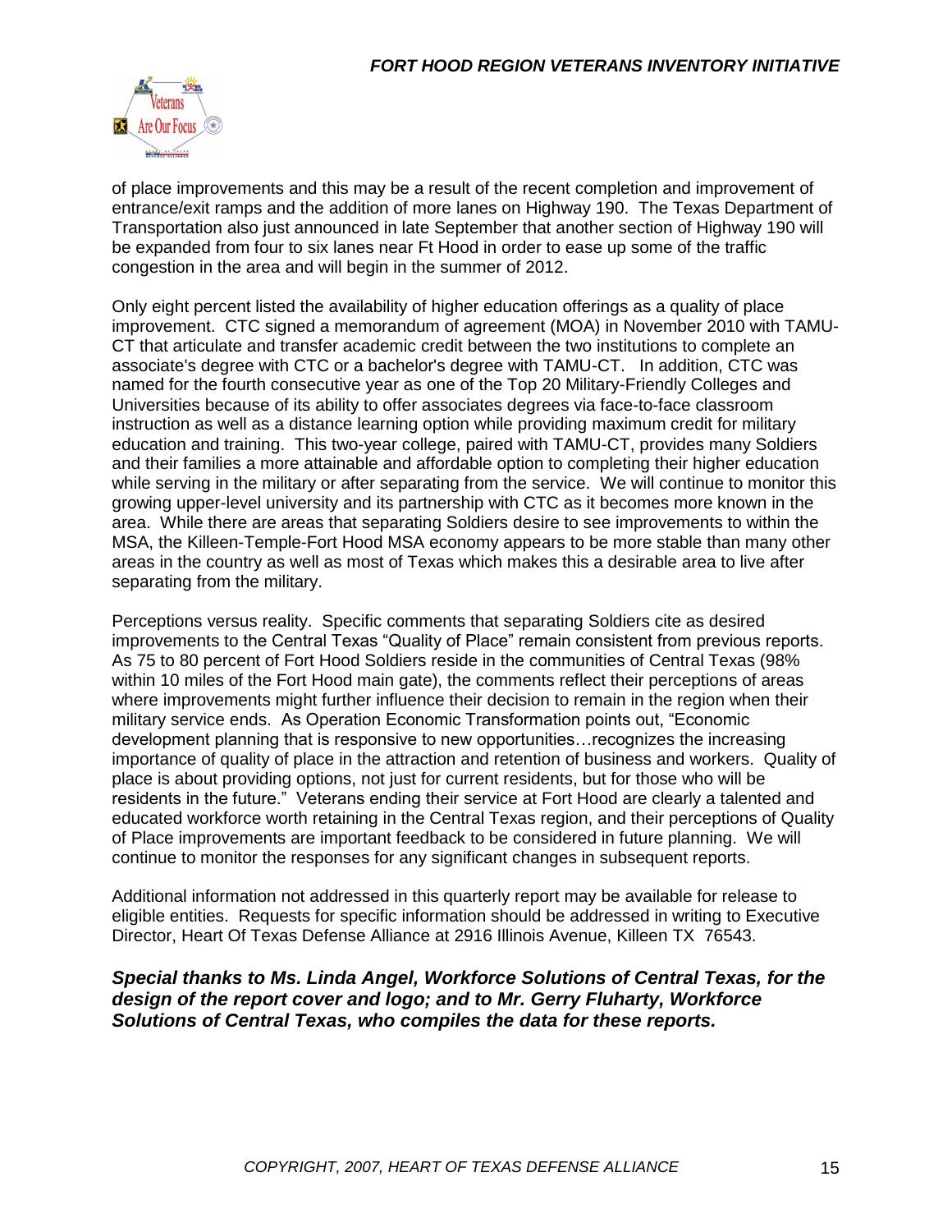of place improvements and this may be a result of the recent completion and improvement of entrance/exit ramps and the addition of more lanes on Highway 190. The Texas Department of Transportation also just announced in late September that another section of Highway 190 will be expanded from four to six lanes near Ft Hood in order to ease up some of the traffic congestion in the area and will begin in the summer of 2012.

Only eight percent listed the availability of higher education offerings as a quality of place improvement. CTC signed a memorandum of agreement (MOA) in November 2010 with TAMU-CT that articulate and transfer academic credit between the two institutions to complete an associate's degree with CTC or a bachelor's degree with TAMU-CT. In addition, CTC was named for the fourth consecutive year as one of the Top 20 Military-Friendly Colleges and Universities because of its ability to offer associates degrees via face-to-face classroom instruction as well as a distance learning option while providing maximum credit for military education and training. This two-year college, paired with TAMU-CT, provides many Soldiers and their families a more attainable and affordable option to completing their higher education while serving in the military or after separating from the service. We will continue to monitor this growing upper-level university and its partnership with CTC as it becomes more known in the area. While there are areas that separating Soldiers desire to see improvements to within the MSA, the Killeen-Temple-Fort Hood MSA economy appears to be more stable than many other areas in the country as well as most of Texas which makes this a desirable area to live after separating from the military.

Perceptions versus reality. Specific comments that separating Soldiers cite as desired improvements to the Central Texas "Quality of Place" remain consistent from previous reports. As 75 to 80 percent of Fort Hood Soldiers reside in the communities of Central Texas (98% within 10 miles of the Fort Hood main gate), the comments reflect their perceptions of areas where improvements might further influence their decision to remain in the region when their military service ends. As Operation Economic Transformation points out, "Economic development planning that is responsive to new opportunities…recognizes the increasing importance of quality of place in the attraction and retention of business and workers. Quality of place is about providing options, not just for current residents, but for those who will be residents in the future." Veterans ending their service at Fort Hood are clearly a talented and educated workforce worth retaining in the Central Texas region, and their perceptions of Quality of Place improvements are important feedback to be considered in future planning. We will continue to monitor the responses for any significant changes in subsequent reports.

Additional information not addressed in this quarterly report may be available for release to eligible entities. Requests for specific information should be addressed in writing to Executive Director, Heart Of Texas Defense Alliance at 2916 Illinois Avenue, Killeen TX 76543.

***Special thanks to Ms. Linda Angel, Workforce Solutions of Central Texas, for the design of the report cover and logo; and to Mr. Gerry Fluharty, Workforce Solutions of Central Texas, who compiles the data for these reports.***